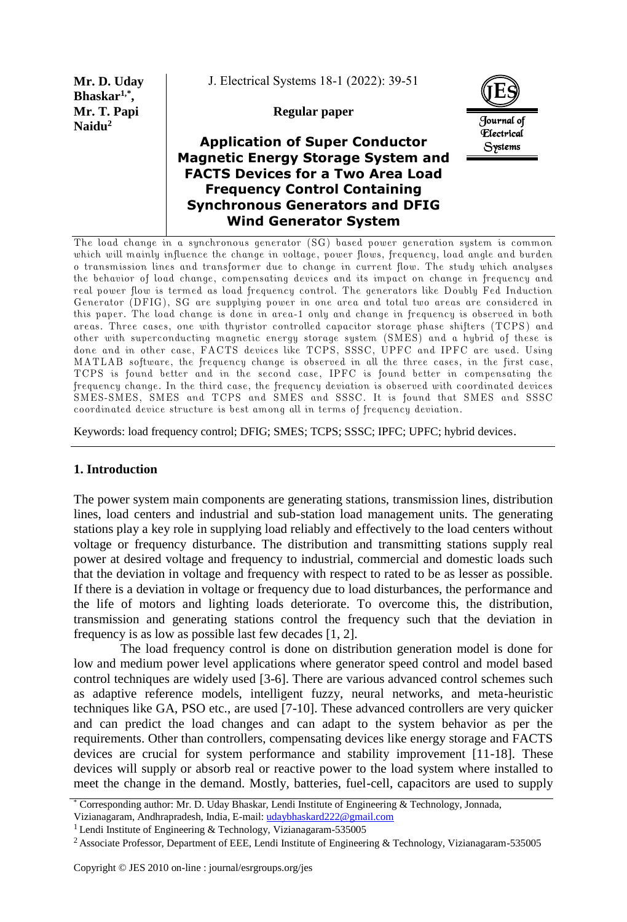Mr. D. Uday Bhaskar[1,*], Mr. T. Papi Naidu[2]

Regular paper

# Application of Super Conductor Magnetic Energy Storage System and FACTS Devices for a Two Area Load Frequency Control Containing Synchronous Generators and DFIG Wind Generator System

The load change in a synchronous generator (SG) based power generation system is common which will mainly influence the change in voltage, power flows, frequency, load angle and burden o transmission lines and transformer due to change in current flow. The study which analyses the behavior of load change, compensating devices and its impact on change in frequency and real power flow is termed as load frequency control. The generators like Doubly Fed Induction Generator (DFIG), SG are supplying power in one area and total two areas are considered in this paper. The load change is done in area-1 only and change in frequency is observed in both areas. Three cases, one with thyristor controlled capacitor storage phase shifters (TCPS) and other with superconducting magnetic energy storage system (SMES) and a hybrid of these is done and in other case, FACTS devices like TCPS, SSSC, UPFC and IPFC are used. Using MATLAB software, the frequency change is observed in all the three cases, in the first case, TCPS is found better and in the second case, IPFC is found better in compensating the frequency change. In the third case, the frequency deviation is observed with coordinated devices SMES-SMES, SMES and TCPS and SMES and SSSC. It is found that SMES and SSSC coordinated device structure is best among all in terms of frequency deviation.

Keywords: load frequency control; DFIG; SMES; TCPS; SSSC; IPFC; UPFC; hybrid devices.

## 1. Introduction

The power system main components are generating stations, transmission lines, distribution lines, load centers and industrial and sub-station load management units. The generating stations play a key role in supplying load reliably and effectively to the load centers without voltage or frequency disturbance. The distribution and transmitting stations supply real power at desired voltage and frequency to industrial, commercial and domestic loads such that the deviation in voltage and frequency with respect to rated to be as lesser as possible. If there is a deviation in voltage or frequency due to load disturbances, the performance and the life of motors and lighting loads deteriorate. To overcome this, the distribution, transmission and generating stations control the frequency such that the deviation in frequency is as low as possible last few decades [1, 2].

The load frequency control is done on distribution generation model is done for low and medium power level applications where generator speed control and model based control techniques are widely used [3-6]. There are various advanced control schemes such as adaptive reference models, intelligent fuzzy, neural networks, and meta-heuristic techniques like GA, PSO etc., are used [7-10]. These advanced controllers are very quicker and can predict the load changes and can adapt to the system behavior as per the requirements. Other than controllers, compensating devices like energy storage and FACTS devices are crucial for system performance and stability improvement [11-18]. These devices will supply or absorb real or reactive power to the load system where installed to meet the change in the demand. Mostly, batteries, fuel-cell, capacitors are used to supply

* Corresponding author: Mr. D. Uday Bhaskar, Lendi Institute of Engineering & Technology, Jonnada, Vizianagaram, Andhrapradesh, India, E-mail: udaybhaskard222@gmail.com

[1] Lendi Institute of Engineering & Technology, Vizianagaram-535005

[2] Associate Professor, Department of EEE, Lendi Institute of Engineering & Technology, Vizianagaram-535005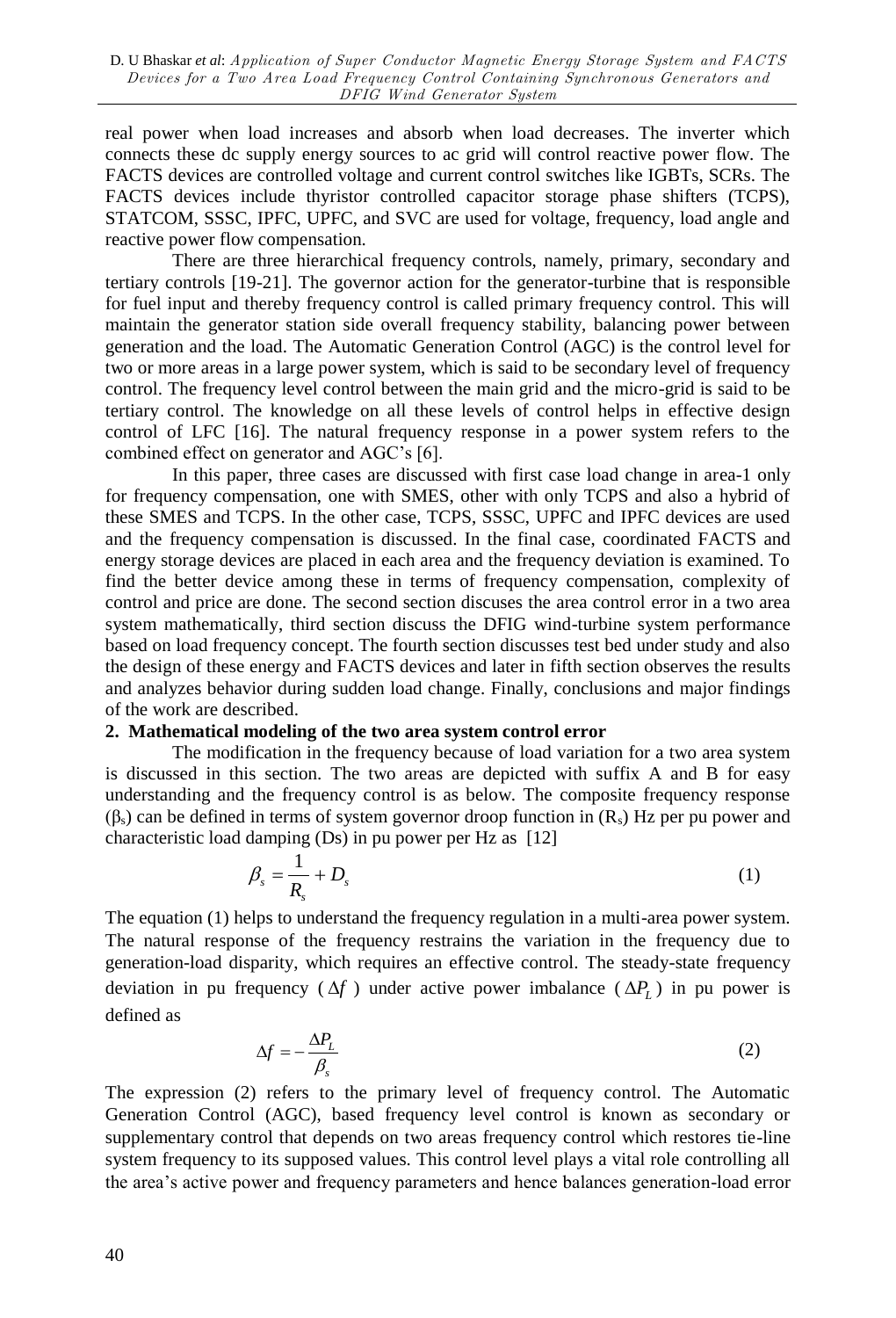real power when load increases and absorb when load decreases. The inverter which connects these dc supply energy sources to ac grid will control reactive power flow. The FACTS devices are controlled voltage and current control switches like IGBTs, SCRs. The FACTS devices include thyristor controlled capacitor storage phase shifters (TCPS), STATCOM, SSSC, IPFC, UPFC, and SVC are used for voltage, frequency, load angle and reactive power flow compensation.

There are three hierarchical frequency controls, namely, primary, secondary and tertiary controls [19-21]. The governor action for the generator-turbine that is responsible for fuel input and thereby frequency control is called primary frequency control. This will maintain the generator station side overall frequency stability, balancing power between generation and the load. The Automatic Generation Control (AGC) is the control level for two or more areas in a large power system, which is said to be secondary level of frequency control. The frequency level control between the main grid and the micro-grid is said to be tertiary control. The knowledge on all these levels of control helps in effective design control of LFC [16]. The natural frequency response in a power system refers to the combined effect on generator and AGC's [6].

In this paper, three cases are discussed with first case load change in area-1 only for frequency compensation, one with SMES, other with only TCPS and also a hybrid of these SMES and TCPS. In the other case, TCPS, SSSC, UPFC and IPFC devices are used and the frequency compensation is discussed. In the final case, coordinated FACTS and energy storage devices are placed in each area and the frequency deviation is examined. To find the better device among these in terms of frequency compensation, complexity of control and price are done. The second section discuses the area control error in a two area system mathematically, third section discuss the DFIG wind-turbine system performance based on load frequency concept. The fourth section discusses test bed under study and also the design of these energy and FACTS devices and later in fifth section observes the results and analyzes behavior during sudden load change. Finally, conclusions and major findings of the work are described.

## 2. Mathematical modeling of the two area system control error

The modification in the frequency because of load variation for a two area system is discussed in this section. The two areas are depicted with suffix A and B for easy understanding and the frequency control is as below. The composite frequency response ($\beta_s$) can be defined in terms of system governor droop function in ($R_s$) Hz per pu power and characteristic load damping (Ds) in pu power per Hz as [12]

$$\beta_s = \frac{1}{R_s} + D_s \tag{1}$$

The equation (1) helps to understand the frequency regulation in a multi-area power system. The natural response of the frequency restrains the variation in the frequency due to generation-load disparity, which requires an effective control. The steady-state frequency deviation in pu frequency ($\Delta f$) under active power imbalance ($\Delta P_L$) in pu power is defined as

$$\Delta f = -\frac{\Delta P_L}{\beta_s} \tag{2}$$

The expression (2) refers to the primary level of frequency control. The Automatic Generation Control (AGC), based frequency level control is known as secondary or supplementary control that depends on two areas frequency control which restores tie-line system frequency to its supposed values. This control level plays a vital role controlling all the area's active power and frequency parameters and hence balances generation-load error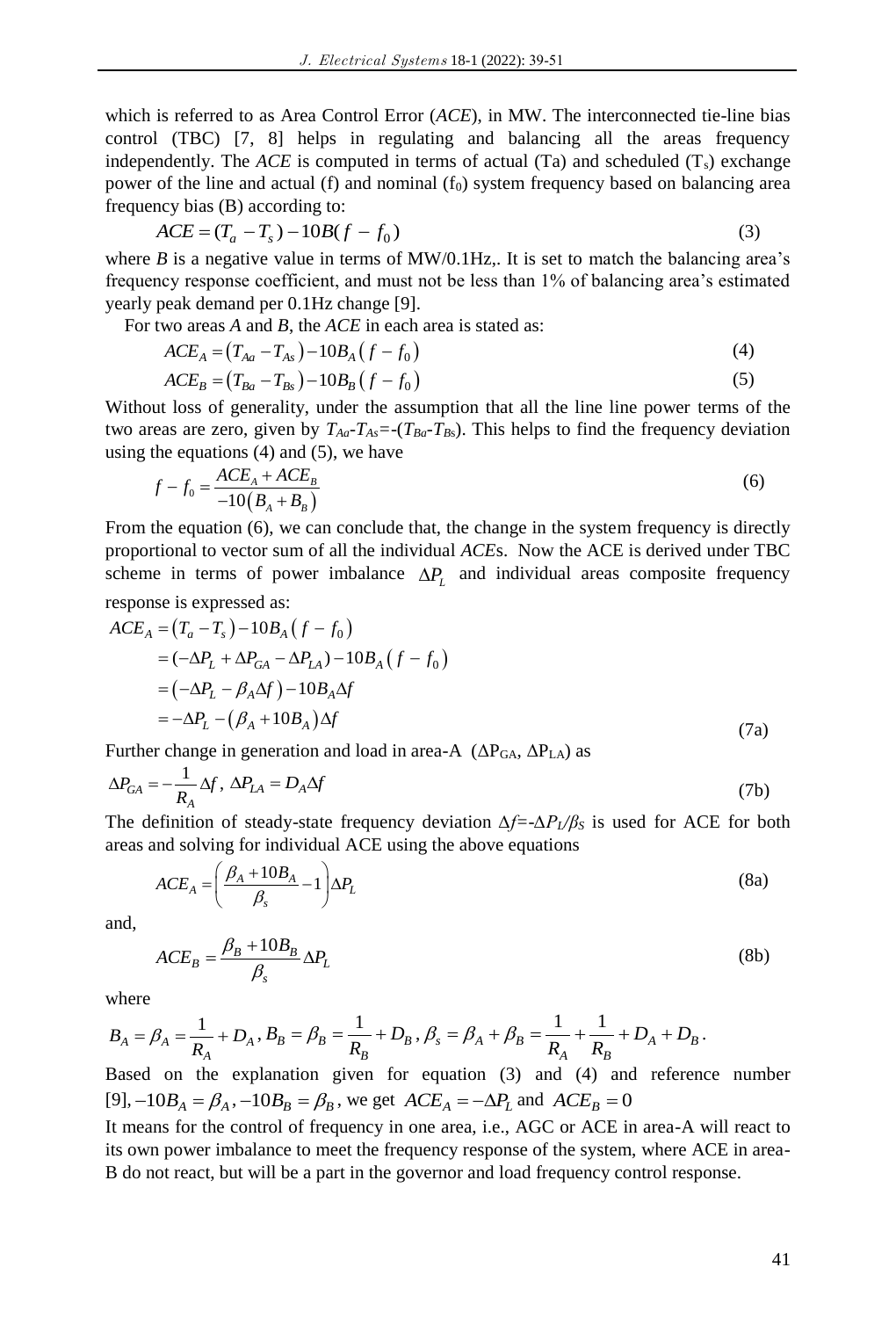which is referred to as Area Control Error (*ACE*), in MW. The interconnected tie-line bias control (TBC) [7, 8] helps in regulating and balancing all the areas frequency independently. The *ACE* is computed in terms of actual (Ta) and scheduled ($T_s$) exchange power of the line and actual (f) and nominal ($f_0$) system frequency based on balancing area frequency bias (B) according to:

$$ACE = (T_a - T_s) - 10B(f - f_0) \tag{3}$$

where *B* is a negative value in terms of MW/0.1Hz,. It is set to match the balancing area's frequency response coefficient, and must not be less than 1% of balancing area's estimated yearly peak demand per 0.1Hz change [9].

For two areas *A* and *B*, the *ACE* in each area is stated as:

$$ACE_A = \left(T_{Aa} - T_{As}\right) - 10B_A\left(f - f_0\right) \tag{4}$$

$$ACE_B = \left(T_{Ba} - T_{Bs}\right) - 10B_B\left(f - f_0\right) \tag{5}$$

Without loss of generality, under the assumption that all the line line power terms of the two areas are zero, given by $T_{Aa}$-$T_{As}$=-($T_{Ba}$-$T_{Bs}$). This helps to find the frequency deviation using the equations (4) and (5), we have

$$f - f_0 = \frac{ACE_A + ACE_B}{-10\left(B_A + B_B\right)} \tag{6}$$

From the equation (6), we can conclude that, the change in the system frequency is directly proportional to vector sum of all the individual *ACE*s. Now the ACE is derived under TBC scheme in terms of power imbalance $\Delta P_L$ and individual areas composite frequency response is expressed as:

$$\begin{aligned}
ACE_A &= \left(T_a - T_s\right) - 10B_A\left(f - f_0\right) \\
&= (-\Delta P_L + \Delta P_{GA} - \Delta P_{LA}) - 10B_A\left(f - f_0\right) \\
&= \left(-\Delta P_L - \beta_A \Delta f\right) - 10B_A \Delta f \\
&= -\Delta P_L - \left(\beta_A + 10B_A\right)\Delta f
\end{aligned} \tag{7a}$$

Further change in generation and load in area-A ($\Delta P_{GA}$, $\Delta P_{LA}$) as

$$\Delta P_{GA} = -\frac{1}{R_A}\Delta f, \; \Delta P_{LA} = D_A \Delta f \tag{7b}$$

The definition of steady-state frequency deviation $\Delta f$=-$\Delta P_L/\beta_S$ is used for ACE for both areas and solving for individual ACE using the above equations

$$ACE_A = \left(\frac{\beta_A + 10B_A}{\beta_s} - 1\right)\Delta P_L \tag{8a}$$

and,

$$ACE_B = \frac{\beta_B + 10B_B}{\beta_s}\Delta P_L \tag{8b}$$

where

$$B_A = \beta_A = \frac{1}{R_A} + D_A, \; B_B = \beta_B = \frac{1}{R_B} + D_B, \; \beta_s = \beta_A + \beta_B = \frac{1}{R_A} + \frac{1}{R_B} + D_A + D_B.$$

Based on the explanation given for equation (3) and (4) and reference number [9], $-10B_A = \beta_A, -10B_B = \beta_B$, we get $ACE_A = -\Delta P_L$ and $ACE_B = 0$

It means for the control of frequency in one area, i.e., AGC or ACE in area-A will react to its own power imbalance to meet the frequency response of the system, where ACE in area-B do not react, but will be a part in the governor and load frequency control response.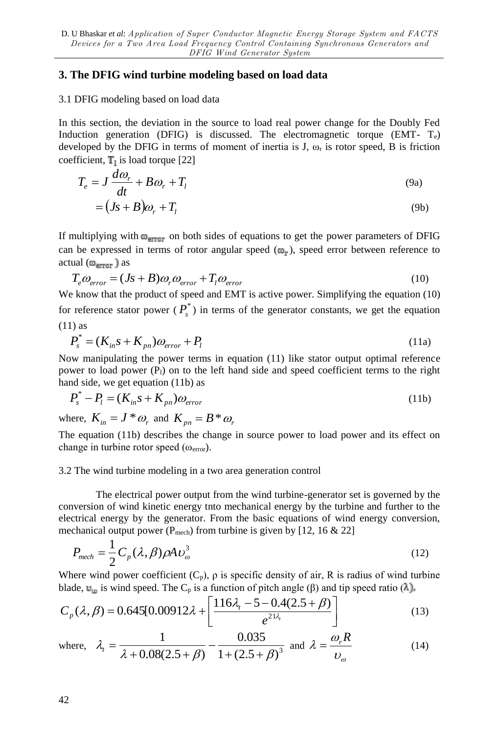## 3. The DFIG wind turbine modeling based on load data

3.1 DFIG modeling based on load data

In this section, the deviation in the source to load real power change for the Doubly Fed Induction generation (DFIG) is discussed. The electromagnetic torque (EMT- $T_e$) developed by the DFIG in terms of moment of inertia is J, $\omega_r$ is rotor speed, B is friction coefficient, $T_l$ is load torque [22]

$$T_e = J\frac{d\omega_r}{dt} + B\omega_r + T_l \tag{9a}$$

$$= (Js + B)\omega_r + T_l \tag{9b}$$

If multiplying with $\omega_{error}$ on both sides of equations to get the power parameters of DFIG can be expressed in terms of rotor angular speed ($\omega_r$), speed error between reference to actual ($\omega_{error}$) as

$$T_e\omega_{error} = (Js + B)\omega_r\omega_{error} + T_l\omega_{error} \tag{10}$$

We know that the product of speed and EMT is active power. Simplifying the equation (10) for reference stator power ( $P_s^*$ ) in terms of the generator constants, we get the equation (11) as

$$P_s^* = (K_{in}s + K_{pn})\omega_{error} + P_l \tag{11a}$$

Now manipulating the power terms in equation (11) like stator output optimal reference power to load power ($P_l$) on to the left hand side and speed coefficient terms to the right hand side, we get equation (11b) as

$$P_s^* - P_l = (K_{in}s + K_{pn})\omega_{error} \tag{11b}$$

where, $K_{in} = J * \omega_r$ and $K_{pn} = B * \omega_r$

The equation (11b) describes the change in source power to load power and its effect on change in turbine rotor speed ($\omega_{error}$).

3.2 The wind turbine modeling in a two area generation control

The electrical power output from the wind turbine-generator set is governed by the conversion of wind kinetic energy tnto mechanical energy by the turbine and further to the electrical energy by the generator. From the basic equations of wind energy conversion, mechanical output power ($P_{mech}$) from turbine is given by [12, 16 & 22]

$$P_{mech} = \frac{1}{2}C_p(\lambda,\beta)\rho A\upsilon_\omega^3 \tag{12}$$

Where wind power coefficient ($C_p$), ρ is specific density of air, R is radius of wind turbine blade, $\upsilon_\omega$ is wind speed. The $C_p$ is a function of pitch angle (β) and tip speed ratio (λ).

$$C_p(\lambda,\beta) = 0.645[0.00912\lambda + \left[\frac{116\lambda_t - 5 - 0.4(2.5+\beta)}{e^{21\lambda_t}}\right] \tag{13}$$

$$\text{where,}\quad \lambda_t = \frac{1}{\lambda + 0.08(2.5+\beta)} - \frac{0.035}{1+(2.5+\beta)^3} \quad \text{and} \quad \lambda = \frac{\omega_r R}{\upsilon_\omega} \tag{14}$$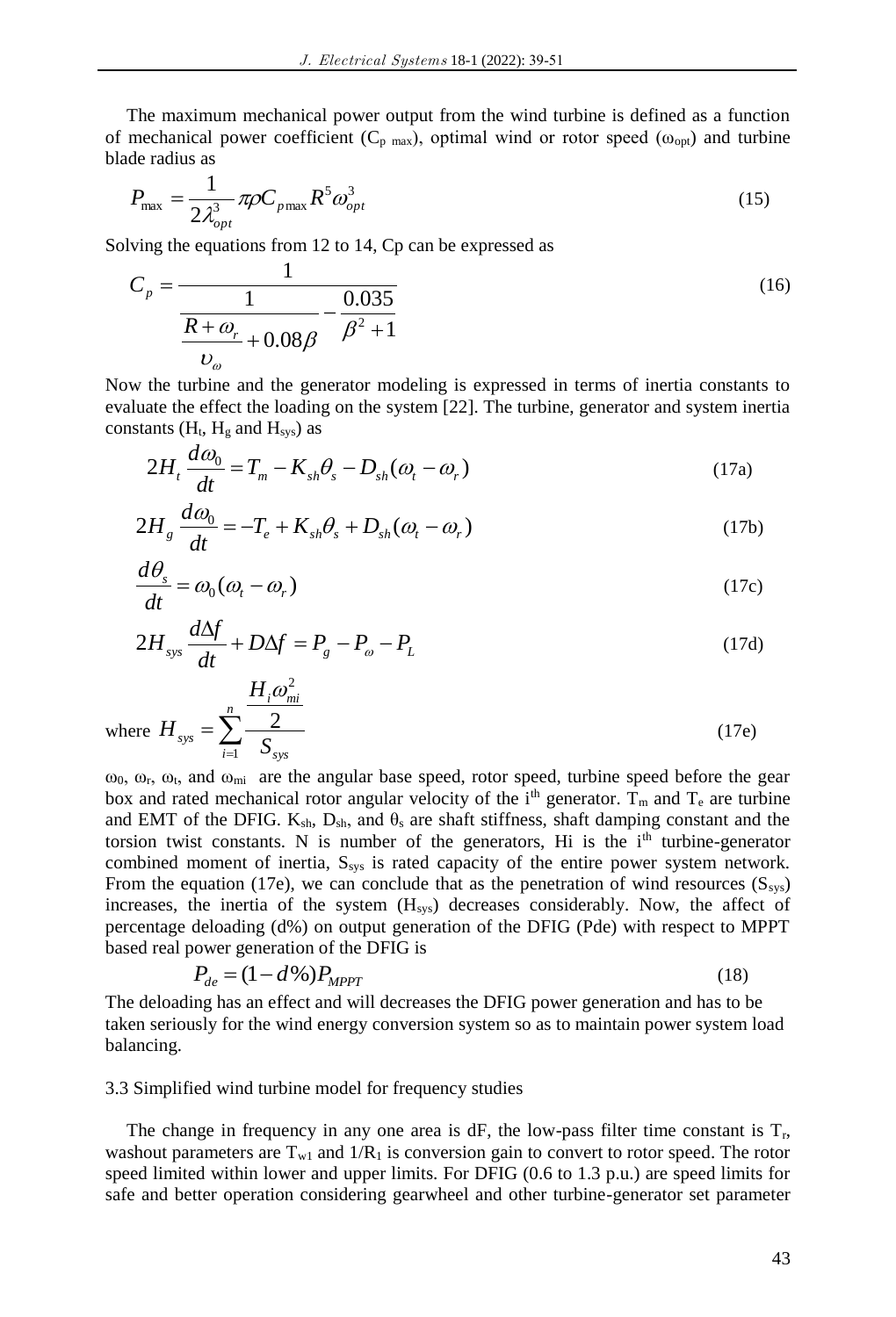The maximum mechanical power output from the wind turbine is defined as a function of mechanical power coefficient ($C_{p\ max}$), optimal wind or rotor speed ($\omega_{opt}$) and turbine blade radius as

$$P_{\max} = \frac{1}{2\lambda_{opt}^3}\pi\rho C_{p\max} R^5 \omega_{opt}^3 \tag{15}$$

Solving the equations from 12 to 14, Cp can be expressed as

$$C_p = \frac{1}{\dfrac{1}{\dfrac{R+\omega_r}{\upsilon_\omega}+0.08\beta} - \dfrac{0.035}{\beta^2+1}} \tag{16}$$

Now the turbine and the generator modeling is expressed in terms of inertia constants to evaluate the effect the loading on the system [22]. The turbine, generator and system inertia constants ($H_t$, $H_g$ and $H_{sys}$) as

$$2H_t \frac{d\omega_0}{dt} = T_m - K_{sh}\theta_s - D_{sh}(\omega_t - \omega_r) \tag{17a}$$

$$2H_g \frac{d\omega_0}{dt} = -T_e + K_{sh}\theta_s + D_{sh}(\omega_t - \omega_r) \tag{17b}$$

$$\frac{d\theta_s}{dt} = \omega_0(\omega_t - \omega_r) \tag{17c}$$

$$2H_{sys}\frac{d\Delta f}{dt} + D\Delta f = P_g - P_\omega - P_L \tag{17d}$$

$$\text{where } H_{sys} = \sum_{i=1}^{n} \frac{\dfrac{H_i \omega_{mi}^2}{2}}{S_{sys}} \tag{17e}$$

$\omega_0$, $\omega_r$, $\omega_t$, and $\omega_{mi}$ are the angular base speed, rotor speed, turbine speed before the gear box and rated mechanical rotor angular velocity of the i[th] generator. $T_m$ and $T_e$ are turbine and EMT of the DFIG. $K_{sh}$, $D_{sh}$, and $\theta_s$ are shaft stiffness, shaft damping constant and the torsion twist constants. N is number of the generators, Hi is the i[th] turbine-generator combined moment of inertia, $S_{sys}$ is rated capacity of the entire power system network. From the equation (17e), we can conclude that as the penetration of wind resources ($S_{sys}$) increases, the inertia of the system ($H_{sys}$) decreases considerably. Now, the affect of percentage deloading (d%) on output generation of the DFIG (Pde) with respect to MPPT based real power generation of the DFIG is

$$P_{de} = (1 - d\%)P_{MPPT} \tag{18}$$

The deloading has an effect and will decreases the DFIG power generation and has to be taken seriously for the wind energy conversion system so as to maintain power system load balancing.

### 3.3 Simplified wind turbine model for frequency studies

The change in frequency in any one area is dF, the low-pass filter time constant is $T_r$, washout parameters are $T_{w1}$ and $1/R_1$ is conversion gain to convert to rotor speed. The rotor speed limited within lower and upper limits. For DFIG (0.6 to 1.3 p.u.) are speed limits for safe and better operation considering gearwheel and other turbine-generator set parameter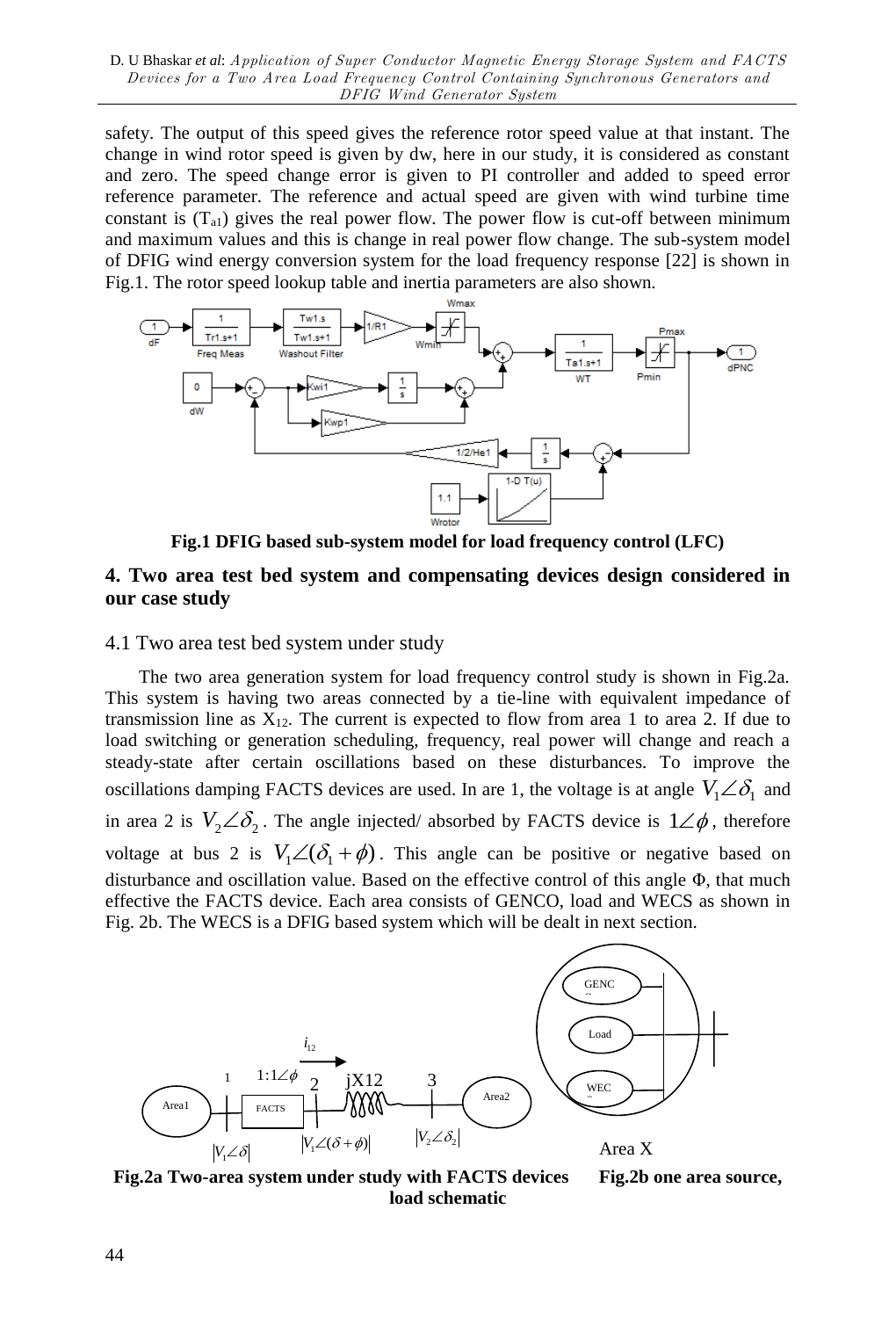safety. The output of this speed gives the reference rotor speed value at that instant. The change in wind rotor speed is given by dw, here in our study, it is considered as constant and zero. The speed change error is given to PI controller and added to speed error reference parameter. The reference and actual speed are given with wind turbine time constant is ($T_{a1}$) gives the real power flow. The power flow is cut-off between minimum and maximum values and this is change in real power flow change. The sub-system model of DFIG wind energy conversion system for the load frequency response [22] is shown in Fig.1. The rotor speed lookup table and inertia parameters are also shown.

**Fig.1 DFIG based sub-system model for load frequency control (LFC)**

## 4. Two area test bed system and compensating devices design considered in our case study

### 4.1 Two area test bed system under study

The two area generation system for load frequency control study is shown in Fig.2a. This system is having two areas connected by a tie-line with equivalent impedance of transmission line as $X_{12}$. The current is expected to flow from area 1 to area 2. If due to load switching or generation scheduling, frequency, real power will change and reach a steady-state after certain oscillations based on these disturbances. To improve the oscillations damping FACTS devices are used. In are 1, the voltage is at angle $V_1\angle\delta_1$ and in area 2 is $V_2\angle\delta_2$. The angle injected/ absorbed by FACTS device is $1\angle\phi$, therefore voltage at bus 2 is $V_1\angle(\delta_1+\phi)$. This angle can be positive or negative based on disturbance and oscillation value. Based on the effective control of this angle Φ, that much effective the FACTS device. Each area consists of GENCO, load and WECS as shown in Fig. 2b. The WECS is a DFIG based system which will be dealt in next section.

**Fig.2a Two-area system under study with FACTS devices** **Fig.2b one area source, load schematic**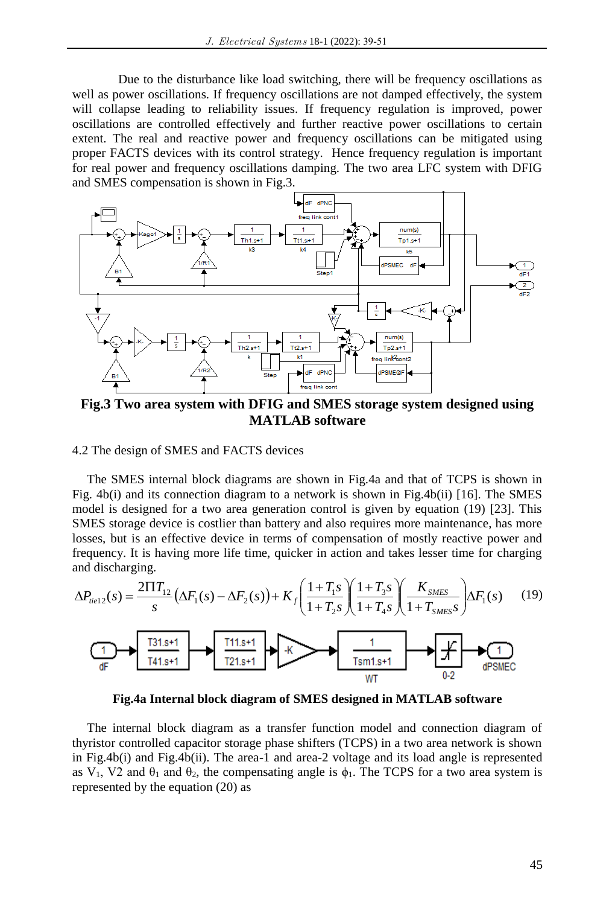Due to the disturbance like load switching, there will be frequency oscillations as well as power oscillations. If frequency oscillations are not damped effectively, the system will collapse leading to reliability issues. If frequency regulation is improved, power oscillations are controlled effectively and further reactive power oscillations to certain extent. The real and reactive power and frequency oscillations can be mitigated using proper FACTS devices with its control strategy. Hence frequency regulation is important for real power and frequency oscillations damping. The two area LFC system with DFIG and SMES compensation is shown in Fig.3.

**Fig.3 Two area system with DFIG and SMES storage system designed using MATLAB software**

4.2 The design of SMES and FACTS devices

The SMES internal block diagrams are shown in Fig.4a and that of TCPS is shown in Fig. 4b(i) and its connection diagram to a network is shown in Fig.4b(ii) [16]. The SMES model is designed for a two area generation control is given by equation (19) [23]. This SMES storage device is costlier than battery and also requires more maintenance, has more losses, but is an effective device in terms of compensation of mostly reactive power and frequency. It is having more life time, quicker in action and takes lesser time for charging and discharging.

$$\Delta P_{tie12}(s) = \frac{2\Pi T_{12}}{s}\left(\Delta F_1(s) - \Delta F_2(s)\right) + K_f\left(\frac{1+T_1 s}{1+T_2 s}\right)\left(\frac{1+T_3 s}{1+T_4 s}\right)\left(\frac{K_{SMES}}{1+T_{SMES}s}\right)\Delta F_1(s) \tag{19}$$

**Fig.4a Internal block diagram of SMES designed in MATLAB software**

The internal block diagram as a transfer function model and connection diagram of thyristor controlled capacitor storage phase shifters (TCPS) in a two area network is shown in Fig.4b(i) and Fig.4b(ii). The area-1 and area-2 voltage and its load angle is represented as $V_1$, V2 and $\theta_1$ and $\theta_2$, the compensating angle is $\phi_1$. The TCPS for a two area system is represented by the equation (20) as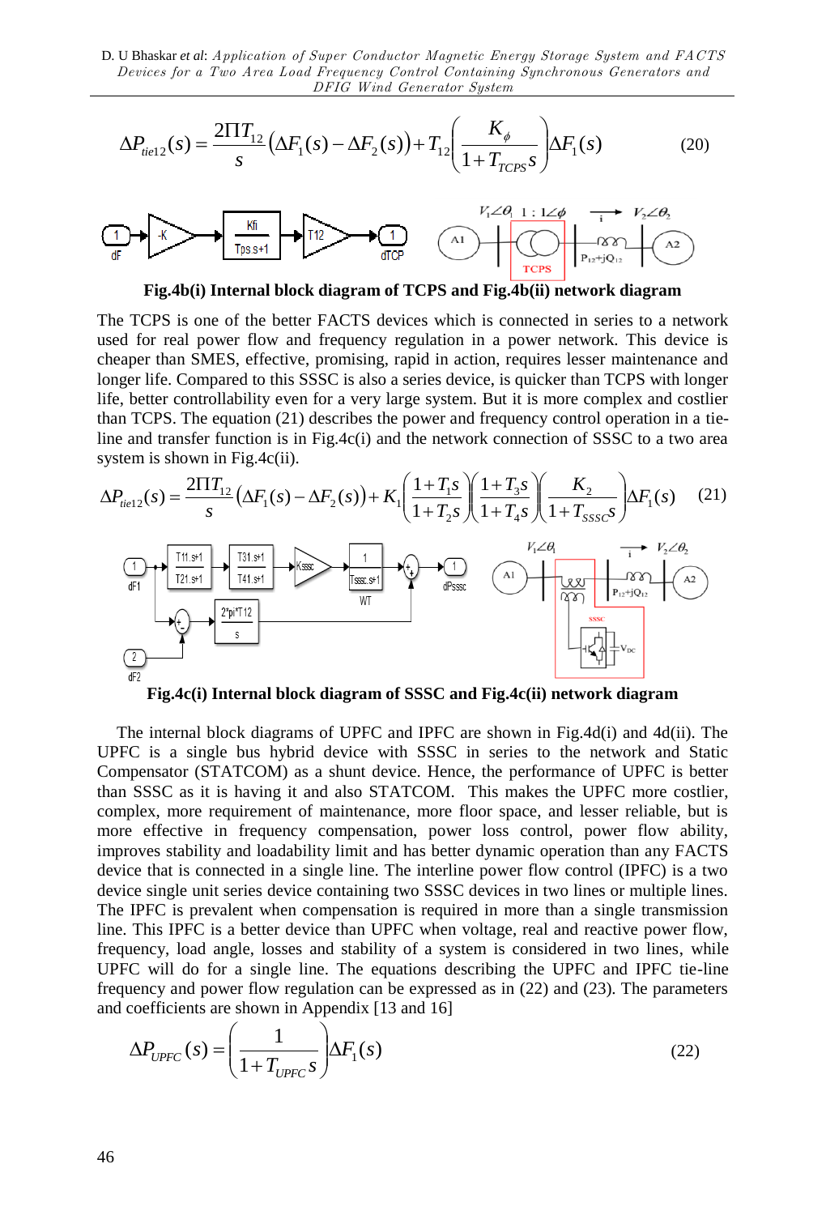$$\Delta P_{tie12}(s) = \frac{2\Pi T_{12}}{s}\left(\Delta F_1(s) - \Delta F_2(s)\right) + T_{12}\left(\frac{K_{\phi}}{1+T_{TCPS}s}\right)\Delta F_1(s) \tag{20}$$

**Fig.4b(i) Internal block diagram of TCPS and Fig.4b(ii) network diagram**

The TCPS is one of the better FACTS devices which is connected in series to a network used for real power flow and frequency regulation in a power network. This device is cheaper than SMES, effective, promising, rapid in action, requires lesser maintenance and longer life. Compared to this SSSC is also a series device, is quicker than TCPS with longer life, better controllability even for a very large system. But it is more complex and costlier than TCPS. The equation (21) describes the power and frequency control operation in a tie-line and transfer function is in Fig.4c(i) and the network connection of SSSC to a two area system is shown in Fig.4c(ii).

$$\Delta P_{tie12}(s) = \frac{2\Pi T_{12}}{s}\left(\Delta F_1(s) - \Delta F_2(s)\right) + K_1\left(\frac{1+T_1 s}{1+T_2 s}\right)\left(\frac{1+T_3 s}{1+T_4 s}\right)\left(\frac{K_2}{1+T_{SSSC}s}\right)\Delta F_1(s) \tag{21}$$

**Fig.4c(i) Internal block diagram of SSSC and Fig.4c(ii) network diagram**

The internal block diagrams of UPFC and IPFC are shown in Fig.4d(i) and 4d(ii). The UPFC is a single bus hybrid device with SSSC in series to the network and Static Compensator (STATCOM) as a shunt device. Hence, the performance of UPFC is better than SSSC as it is having it and also STATCOM. This makes the UPFC more costlier, complex, more requirement of maintenance, more floor space, and lesser reliable, but is more effective in frequency compensation, power loss control, power flow ability, improves stability and loadability limit and has better dynamic operation than any FACTS device that is connected in a single line. The interline power flow control (IPFC) is a two device single unit series device containing two SSSC devices in two lines or multiple lines. The IPFC is prevalent when compensation is required in more than a single transmission line. This IPFC is a better device than UPFC when voltage, real and reactive power flow, frequency, load angle, losses and stability of a system is considered in two lines, while UPFC will do for a single line. The equations describing the UPFC and IPFC tie-line frequency and power flow regulation can be expressed as in (22) and (23). The parameters and coefficients are shown in Appendix [13 and 16]

$$\Delta P_{UPFC}(s) = \left(\frac{1}{1+T_{UPFC}s}\right)\Delta F_1(s) \tag{22}$$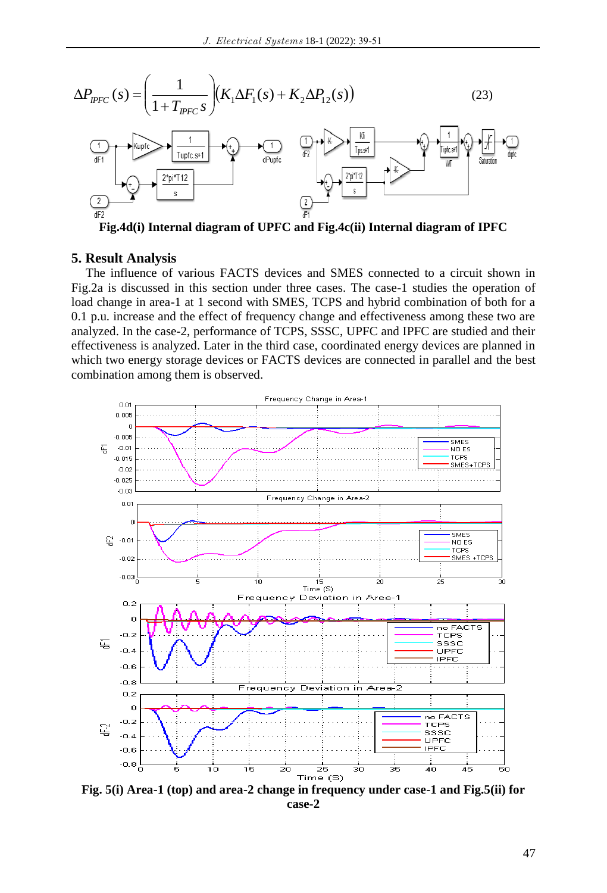$$\Delta P_{IPFC}(s) = \left( \frac{1}{1+T_{IPFC}s} \right) \left( K_1 \Delta F_1(s) + K_2 \Delta P_{12}(s) \right) \tag{23}$$

**Fig.4d(i) Internal diagram of UPFC and Fig.4c(ii) Internal diagram of IPFC**

## 5. Result Analysis

The influence of various FACTS devices and SMES connected to a circuit shown in Fig.2a is discussed in this section under three cases. The case-1 studies the operation of load change in area-1 at 1 second with SMES, TCPS and hybrid combination of both for a 0.1 p.u. increase and the effect of frequency change and effectiveness among these two are analyzed. In the case-2, performance of TCPS, SSSC, UPFC and IPFC are studied and their effectiveness is analyzed. Later in the third case, coordinated energy devices are planned in which two energy storage devices or FACTS devices are connected in parallel and the best combination among them is observed.

**Fig. 5(i) Area-1 (top) and area-2 change in frequency under case-1 and Fig.5(ii) for case-2**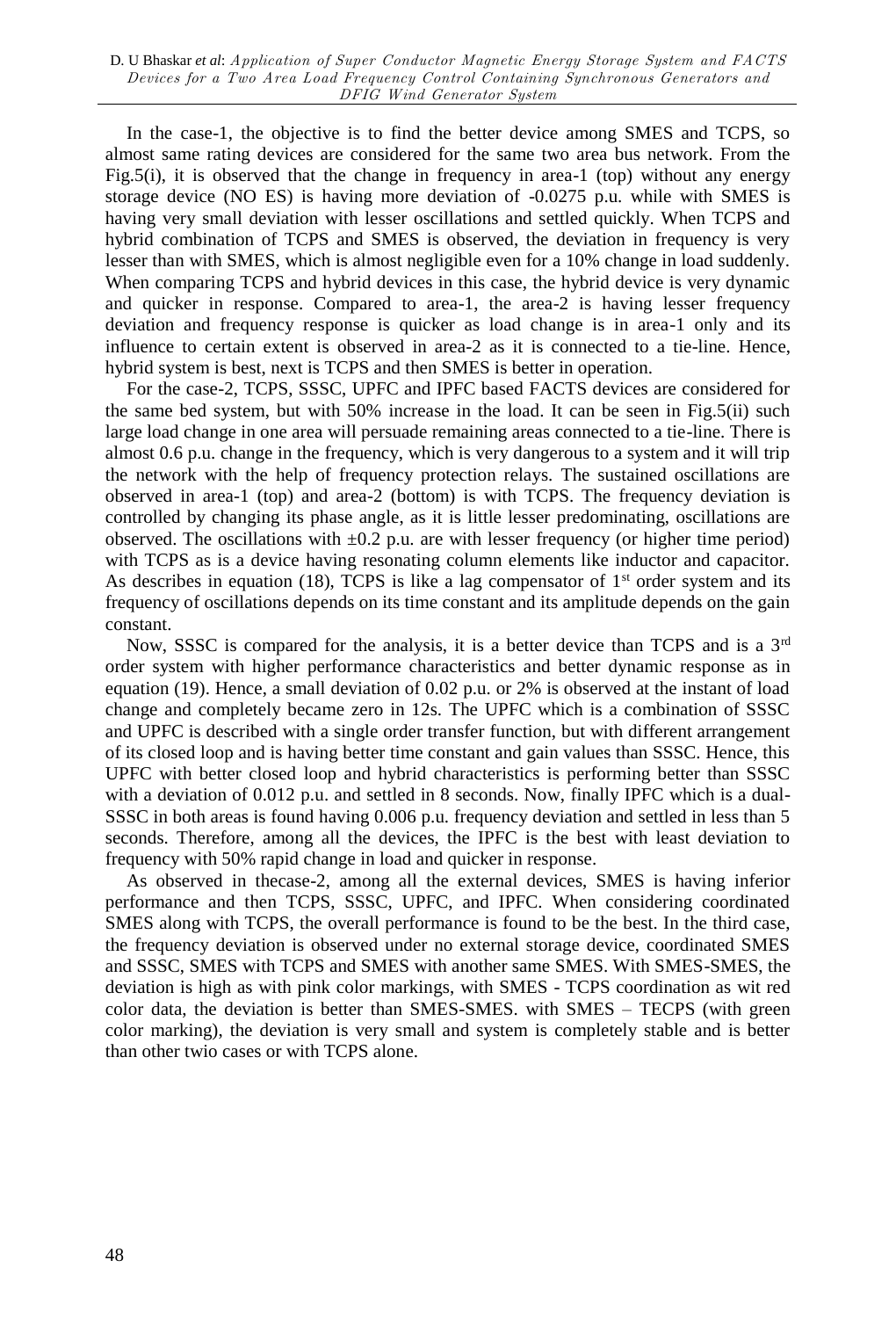In the case-1, the objective is to find the better device among SMES and TCPS, so almost same rating devices are considered for the same two area bus network. From the Fig.5(i), it is observed that the change in frequency in area-1 (top) without any energy storage device (NO ES) is having more deviation of -0.0275 p.u. while with SMES is having very small deviation with lesser oscillations and settled quickly. When TCPS and hybrid combination of TCPS and SMES is observed, the deviation in frequency is very lesser than with SMES, which is almost negligible even for a 10% change in load suddenly. When comparing TCPS and hybrid devices in this case, the hybrid device is very dynamic and quicker in response. Compared to area-1, the area-2 is having lesser frequency deviation and frequency response is quicker as load change is in area-1 only and its influence to certain extent is observed in area-2 as it is connected to a tie-line. Hence, hybrid system is best, next is TCPS and then SMES is better in operation.

For the case-2, TCPS, SSSC, UPFC and IPFC based FACTS devices are considered for the same bed system, but with 50% increase in the load. It can be seen in Fig.5(ii) such large load change in one area will persuade remaining areas connected to a tie-line. There is almost 0.6 p.u. change in the frequency, which is very dangerous to a system and it will trip the network with the help of frequency protection relays. The sustained oscillations are observed in area-1 (top) and area-2 (bottom) is with TCPS. The frequency deviation is controlled by changing its phase angle, as it is little lesser predominating, oscillations are observed. The oscillations with ±0.2 p.u. are with lesser frequency (or higher time period) with TCPS as is a device having resonating column elements like inductor and capacitor. As describes in equation (18), TCPS is like a lag compensator of 1st order system and its frequency of oscillations depends on its time constant and its amplitude depends on the gain constant.

Now, SSSC is compared for the analysis, it is a better device than TCPS and is a 3rd order system with higher performance characteristics and better dynamic response as in equation (19). Hence, a small deviation of 0.02 p.u. or 2% is observed at the instant of load change and completely became zero in 12s. The UPFC which is a combination of SSSC and UPFC is described with a single order transfer function, but with different arrangement of its closed loop and is having better time constant and gain values than SSSC. Hence, this UPFC with better closed loop and hybrid characteristics is performing better than SSSC with a deviation of 0.012 p.u. and settled in 8 seconds. Now, finally IPFC which is a dual-SSSC in both areas is found having 0.006 p.u. frequency deviation and settled in less than 5 seconds. Therefore, among all the devices, the IPFC is the best with least deviation to frequency with 50% rapid change in load and quicker in response.

As observed in thecase-2, among all the external devices, SMES is having inferior performance and then TCPS, SSSC, UPFC, and IPFC. When considering coordinated SMES along with TCPS, the overall performance is found to be the best. In the third case, the frequency deviation is observed under no external storage device, coordinated SMES and SSSC, SMES with TCPS and SMES with another same SMES. With SMES-SMES, the deviation is high as with pink color markings, with SMES - TCPS coordination as wit red color data, the deviation is better than SMES-SMES. with SMES – TECPS (with green color marking), the deviation is very small and system is completely stable and is better than other twio cases or with TCPS alone.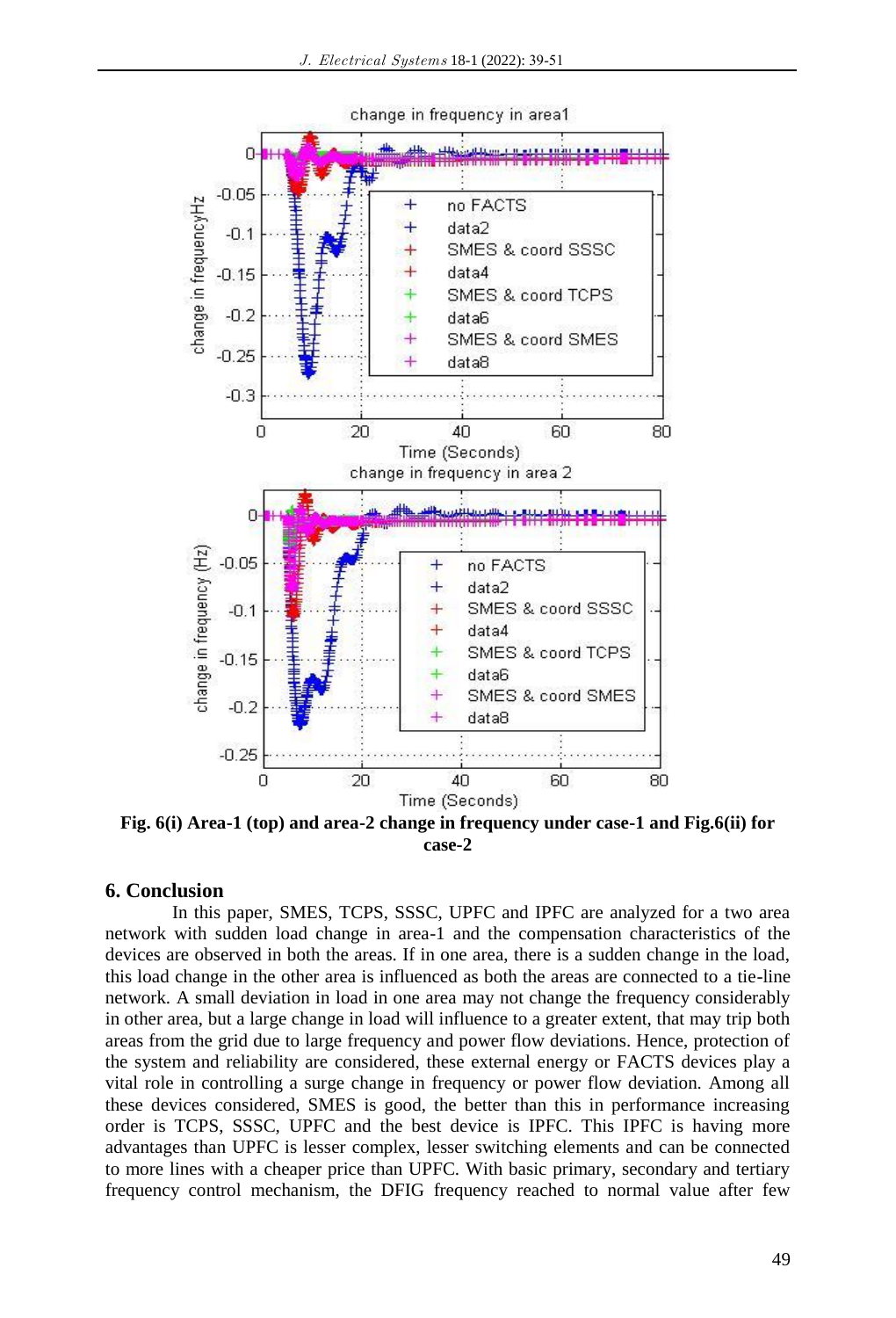**Fig. 6(i) Area-1 (top) and area-2 change in frequency under case-1 and Fig.6(ii) for case-2**

## 6. Conclusion

In this paper, SMES, TCPS, SSSC, UPFC and IPFC are analyzed for a two area network with sudden load change in area-1 and the compensation characteristics of the devices are observed in both the areas. If in one area, there is a sudden change in the load, this load change in the other area is influenced as both the areas are connected to a tie-line network. A small deviation in load in one area may not change the frequency considerably in other area, but a large change in load will influence to a greater extent, that may trip both areas from the grid due to large frequency and power flow deviations. Hence, protection of the system and reliability are considered, these external energy or FACTS devices play a vital role in controlling a surge change in frequency or power flow deviation. Among all these devices considered, SMES is good, the better than this in performance increasing order is TCPS, SSSC, UPFC and the best device is IPFC. This IPFC is having more advantages than UPFC is lesser complex, lesser switching elements and can be connected to more lines with a cheaper price than UPFC. With basic primary, secondary and tertiary frequency control mechanism, the DFIG frequency reached to normal value after few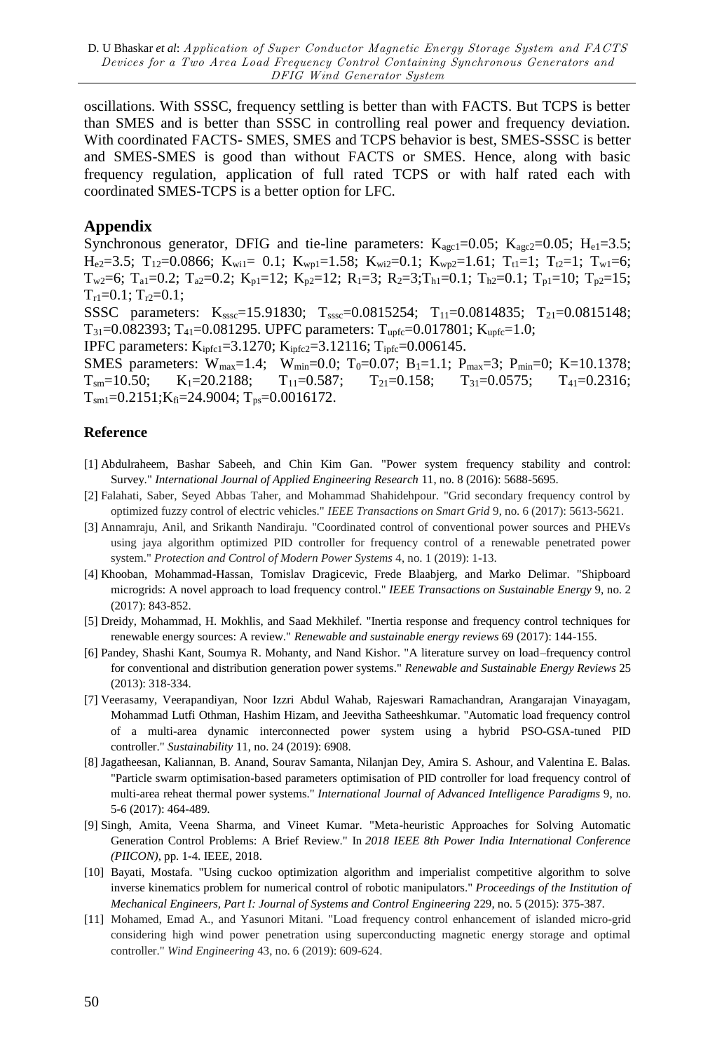oscillations. With SSSC, frequency settling is better than with FACTS. But TCPS is better than SMES and is better than SSSC in controlling real power and frequency deviation. With coordinated FACTS- SMES, SMES and TCPS behavior is best, SMES-SSSC is better and SMES-SMES is good than without FACTS or SMES. Hence, along with basic frequency regulation, application of full rated TCPS or with half rated each with coordinated SMES-TCPS is a better option for LFC.

## Appendix

Synchronous generator, DFIG and tie-line parameters: $K_{agc1}$=0.05; $K_{agc2}$=0.05; $H_{e1}$=3.5; $H_{e2}$=3.5; $T_{12}$=0.0866; $K_{wi1}$= 0.1; $K_{wp1}$=1.58; $K_{wi2}$=0.1; $K_{wp2}$=1.61; $T_{t1}$=1; $T_{t2}$=1; $T_{w1}$=6; $T_{w2}$=6; $T_{a1}$=0.2; $T_{a2}$=0.2; $K_{p1}$=12; $K_{p2}$=12; $R_1$=3; $R_2$=3;$T_{h1}$=0.1; $T_{h2}$=0.1; $T_{p1}$=10; $T_{p2}$=15; $T_{r1}$=0.1; $T_{r2}$=0.1;

SSSC parameters: $K_{sssc}$=15.91830; $T_{sssc}$=0.0815254; $T_{11}$=0.0814835; $T_{21}$=0.0815148; $T_{31}$=0.082393; $T_{41}$=0.081295. UPFC parameters: $T_{upfc}$=0.017801; $K_{upfc}$=1.0;

IPFC parameters: $K_{ipfc1}$=3.1270; $K_{ipfc2}$=3.12116; $T_{ipfc}$=0.006145.

SMES parameters: $W_{max}$=1.4; $W_{min}$=0.0; $T_0$=0.07; $B_1$=1.1; $P_{max}$=3; $P_{min}$=0; K=10.1378; $T_{sm}$=10.50; $K_1$=20.2188; $T_{11}$=0.587; $T_{21}$=0.158; $T_{31}$=0.0575; $T_{41}$=0.2316; $T_{sm1}$=0.2151;$K_{fi}$=24.9004; $T_{ps}$=0.0016172.

### Reference

[1] Abdulraheem, Bashar Sabeeh, and Chin Kim Gan. "Power system frequency stability and control: Survey." *International Journal of Applied Engineering Research* 11, no. 8 (2016): 5688-5695.

[2] Falahati, Saber, Seyed Abbas Taher, and Mohammad Shahidehpour. "Grid secondary frequency control by optimized fuzzy control of electric vehicles." *IEEE Transactions on Smart Grid* 9, no. 6 (2017): 5613-5621.

[3] Annamraju, Anil, and Srikanth Nandiraju. "Coordinated control of conventional power sources and PHEVs using jaya algorithm optimized PID controller for frequency control of a renewable penetrated power system." *Protection and Control of Modern Power Systems* 4, no. 1 (2019): 1-13.

[4] Khooban, Mohammad-Hassan, Tomislav Dragicevic, Frede Blaabjerg, and Marko Delimar. "Shipboard microgrids: A novel approach to load frequency control." *IEEE Transactions on Sustainable Energy* 9, no. 2 (2017): 843-852.

[5] Dreidy, Mohammad, H. Mokhlis, and Saad Mekhilef. "Inertia response and frequency control techniques for renewable energy sources: A review." *Renewable and sustainable energy reviews* 69 (2017): 144-155.

[6] Pandey, Shashi Kant, Soumya R. Mohanty, and Nand Kishor. "A literature survey on load–frequency control for conventional and distribution generation power systems." *Renewable and Sustainable Energy Reviews* 25 (2013): 318-334.

[7] Veerasamy, Veerapandiyan, Noor Izzri Abdul Wahab, Rajeswari Ramachandran, Arangarajan Vinayagam, Mohammad Lutfi Othman, Hashim Hizam, and Jeevitha Satheeshkumar. "Automatic load frequency control of a multi-area dynamic interconnected power system using a hybrid PSO-GSA-tuned PID controller." *Sustainability* 11, no. 24 (2019): 6908.

[8] Jagatheesan, Kaliannan, B. Anand, Sourav Samanta, Nilanjan Dey, Amira S. Ashour, and Valentina E. Balas. "Particle swarm optimisation-based parameters optimisation of PID controller for load frequency control of multi-area reheat thermal power systems." *International Journal of Advanced Intelligence Paradigms* 9, no. 5-6 (2017): 464-489.

[9] Singh, Amita, Veena Sharma, and Vineet Kumar. "Meta-heuristic Approaches for Solving Automatic Generation Control Problems: A Brief Review." In *2018 IEEE 8th Power India International Conference (PIICON)*, pp. 1-4. IEEE, 2018.

[10] Bayati, Mostafa. "Using cuckoo optimization algorithm and imperialist competitive algorithm to solve inverse kinematics problem for numerical control of robotic manipulators." *Proceedings of the Institution of Mechanical Engineers, Part I: Journal of Systems and Control Engineering* 229, no. 5 (2015): 375-387.

[11] Mohamed, Emad A., and Yasunori Mitani. "Load frequency control enhancement of islanded micro-grid considering high wind power penetration using superconducting magnetic energy storage and optimal controller." *Wind Engineering* 43, no. 6 (2019): 609-624.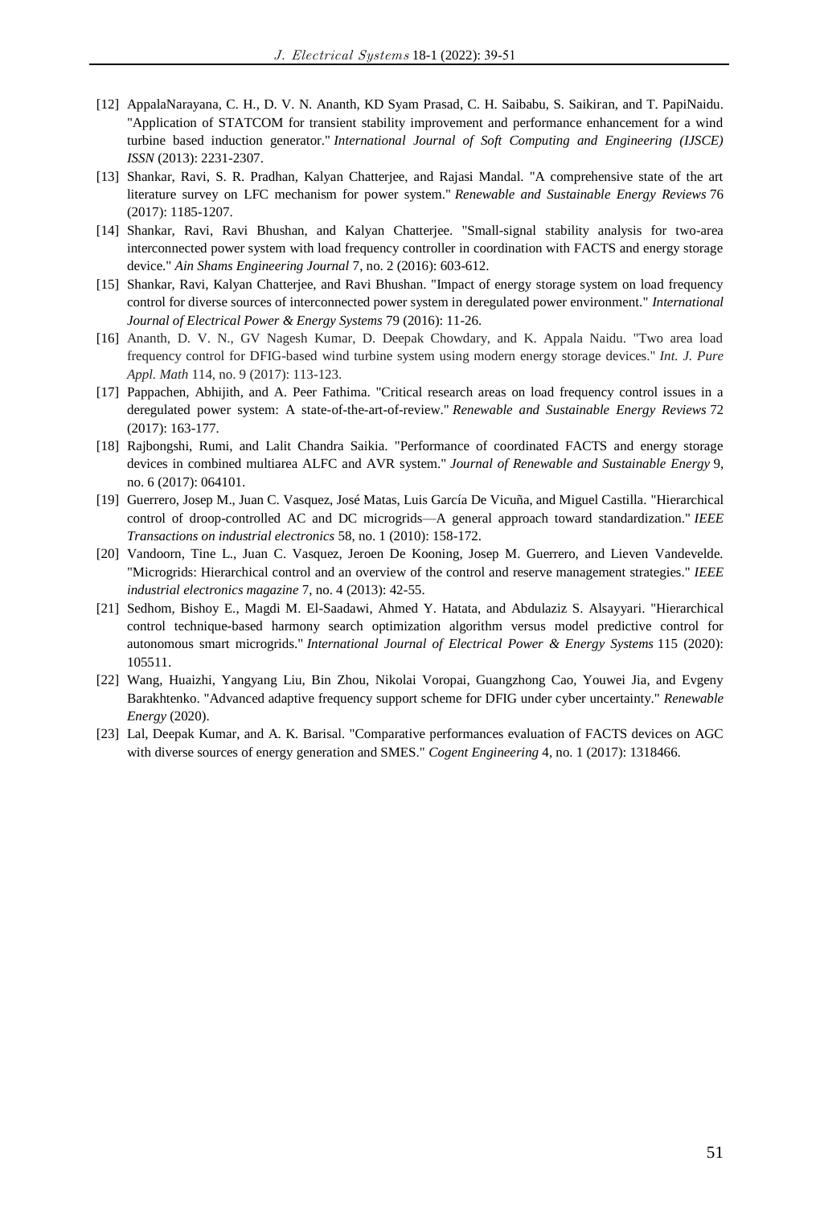[12] AppalaNarayana, C. H., D. V. N. Ananth, KD Syam Prasad, C. H. Saibabu, S. Saikiran, and T. PapiNaidu. "Application of STATCOM for transient stability improvement and performance enhancement for a wind turbine based induction generator." *International Journal of Soft Computing and Engineering (IJSCE) ISSN* (2013): 2231-2307.

[13] Shankar, Ravi, S. R. Pradhan, Kalyan Chatterjee, and Rajasi Mandal. "A comprehensive state of the art literature survey on LFC mechanism for power system." *Renewable and Sustainable Energy Reviews* 76 (2017): 1185-1207.

[14] Shankar, Ravi, Ravi Bhushan, and Kalyan Chatterjee. "Small-signal stability analysis for two-area interconnected power system with load frequency controller in coordination with FACTS and energy storage device." *Ain Shams Engineering Journal* 7, no. 2 (2016): 603-612.

[15] Shankar, Ravi, Kalyan Chatterjee, and Ravi Bhushan. "Impact of energy storage system on load frequency control for diverse sources of interconnected power system in deregulated power environment." *International Journal of Electrical Power & Energy Systems* 79 (2016): 11-26.

[16] Ananth, D. V. N., GV Nagesh Kumar, D. Deepak Chowdary, and K. Appala Naidu. "Two area load frequency control for DFIG-based wind turbine system using modern energy storage devices." *Int. J. Pure Appl. Math* 114, no. 9 (2017): 113-123.

[17] Pappachen, Abhijith, and A. Peer Fathima. "Critical research areas on load frequency control issues in a deregulated power system: A state-of-the-art-of-review." *Renewable and Sustainable Energy Reviews* 72 (2017): 163-177.

[18] Rajbongshi, Rumi, and Lalit Chandra Saikia. "Performance of coordinated FACTS and energy storage devices in combined multiarea ALFC and AVR system." *Journal of Renewable and Sustainable Energy* 9, no. 6 (2017): 064101.

[19] Guerrero, Josep M., Juan C. Vasquez, José Matas, Luis García De Vicuña, and Miguel Castilla. "Hierarchical control of droop-controlled AC and DC microgrids—A general approach toward standardization." *IEEE Transactions on industrial electronics* 58, no. 1 (2010): 158-172.

[20] Vandoorn, Tine L., Juan C. Vasquez, Jeroen De Kooning, Josep M. Guerrero, and Lieven Vandevelde. "Microgrids: Hierarchical control and an overview of the control and reserve management strategies." *IEEE industrial electronics magazine* 7, no. 4 (2013): 42-55.

[21] Sedhom, Bishoy E., Magdi M. El-Saadawi, Ahmed Y. Hatata, and Abdulaziz S. Alsayyari. "Hierarchical control technique-based harmony search optimization algorithm versus model predictive control for autonomous smart microgrids." *International Journal of Electrical Power & Energy Systems* 115 (2020): 105511.

[22] Wang, Huaizhi, Yangyang Liu, Bin Zhou, Nikolai Voropai, Guangzhong Cao, Youwei Jia, and Evgeny Barakhtenko. "Advanced adaptive frequency support scheme for DFIG under cyber uncertainty." *Renewable Energy* (2020).

[23] Lal, Deepak Kumar, and A. K. Barisal. "Comparative performances evaluation of FACTS devices on AGC with diverse sources of energy generation and SMES." *Cogent Engineering* 4, no. 1 (2017): 1318466.